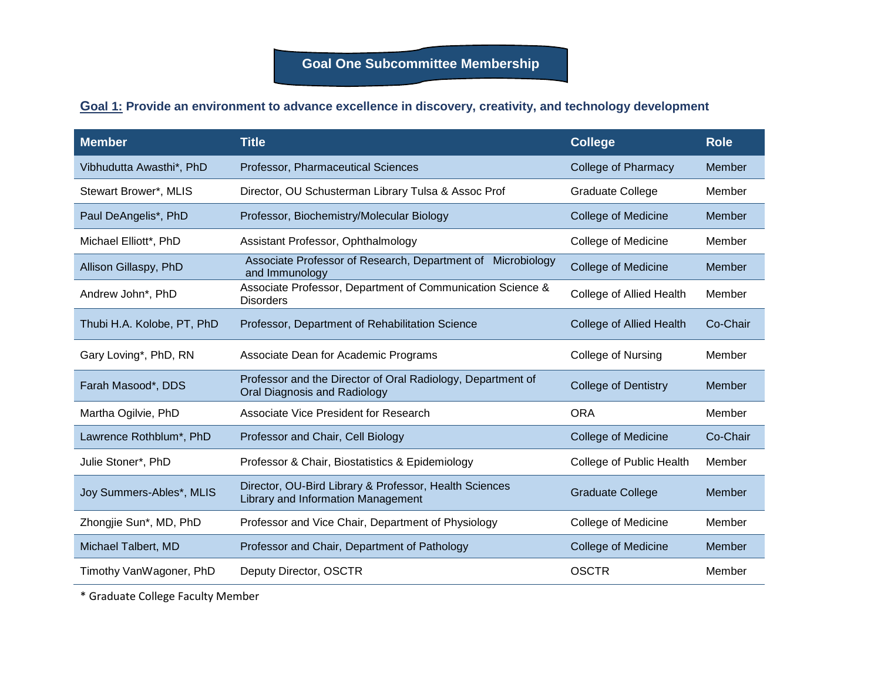# Goal One Subcommittee Membership

**Goal 1: Provide an environment to advance excellence in discovery, creativity, and technology development**

| Member | Title | College | Role |
|---|---|---|---|
| Vibhudutta Awasthi*, PhD | Professor, Pharmaceutical Sciences | College of Pharmacy | Member |
| Stewart Brower*, MLIS | Director, OU Schusterman Library Tulsa & Assoc Prof | Graduate College | Member |
| Paul DeAngelis*, PhD | Professor, Biochemistry/Molecular Biology | College of Medicine | Member |
| Michael Elliott*, PhD | Assistant Professor, Ophthalmology | College of Medicine | Member |
| Allison Gillaspy, PhD | Associate Professor of Research, Department of Microbiology and Immunology | College of Medicine | Member |
| Andrew John*, PhD | Associate Professor, Department of Communication Science & Disorders | College of Allied Health | Member |
| Thubi H.A. Kolobe, PT, PhD | Professor, Department of Rehabilitation Science | College of Allied Health | Co-Chair |
| Gary Loving*, PhD, RN | Associate Dean for Academic Programs | College of Nursing | Member |
| Farah Masood*, DDS | Professor and the Director of Oral Radiology, Department of Oral Diagnosis and Radiology | College of Dentistry | Member |
| Martha Ogilvie, PhD | Associate Vice President for Research | ORA | Member |
| Lawrence Rothblum*, PhD | Professor and Chair, Cell Biology | College of Medicine | Co-Chair |
| Julie Stoner*, PhD | Professor & Chair, Biostatistics & Epidemiology | College of Public Health | Member |
| Joy Summers-Ables*, MLIS | Director, OU-Bird Library & Professor, Health Sciences Library and Information Management | Graduate College | Member |
| Zhongjie Sun*, MD, PhD | Professor and Vice Chair, Department of Physiology | College of Medicine | Member |
| Michael Talbert, MD | Professor and Chair, Department of Pathology | College of Medicine | Member |
| Timothy VanWagoner, PhD | Deputy Director, OSCTR | OSCTR | Member |

* Graduate College Faculty Member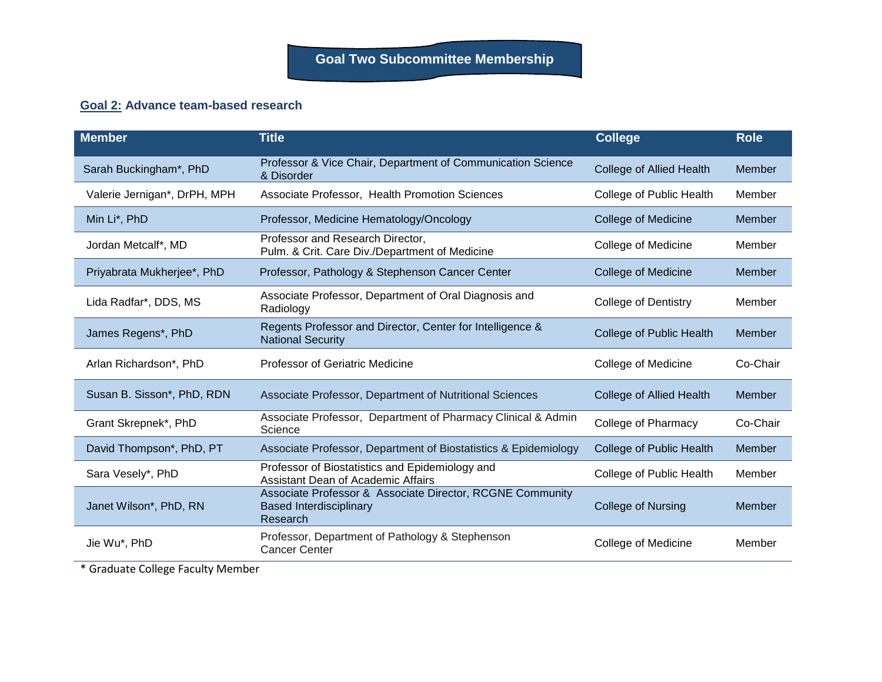# Goal Two Subcommittee Membership

**Goal 2: Advance team-based research**

| Member | Title | College | Role |
|---|---|---|---|
| Sarah Buckingham*, PhD | Professor & Vice Chair, Department of Communication Science & Disorder | College of Allied Health | Member |
| Valerie Jernigan*, DrPH, MPH | Associate Professor, Health Promotion Sciences | College of Public Health | Member |
| Min Li*, PhD | Professor, Medicine Hematology/Oncology | College of Medicine | Member |
| Jordan Metcalf*, MD | Professor and Research Director, Pulm. & Crit. Care Div./Department of Medicine | College of Medicine | Member |
| Priyabrata Mukherjee*, PhD | Professor, Pathology & Stephenson Cancer Center | College of Medicine | Member |
| Lida Radfar*, DDS, MS | Associate Professor, Department of Oral Diagnosis and Radiology | College of Dentistry | Member |
| James Regens*, PhD | Regents Professor and Director, Center for Intelligence & National Security | College of Public Health | Member |
| Arlan Richardson*, PhD | Professor of Geriatric Medicine | College of Medicine | Co-Chair |
| Susan B. Sisson*, PhD, RDN | Associate Professor, Department of Nutritional Sciences | College of Allied Health | Member |
| Grant Skrepnek*, PhD | Associate Professor, Department of Pharmacy Clinical & Admin Science | College of Pharmacy | Co-Chair |
| David Thompson*, PhD, PT | Associate Professor, Department of Biostatistics & Epidemiology | College of Public Health | Member |
| Sara Vesely*, PhD | Professor of Biostatistics and Epidemiology and Assistant Dean of Academic Affairs | College of Public Health | Member |
| Janet Wilson*, PhD, RN | Associate Professor & Associate Director, RCGNE Community Based Interdisciplinary Research | College of Nursing | Member |
| Jie Wu*, PhD | Professor, Department of Pathology & Stephenson Cancer Center | College of Medicine | Member |

\* Graduate College Faculty Member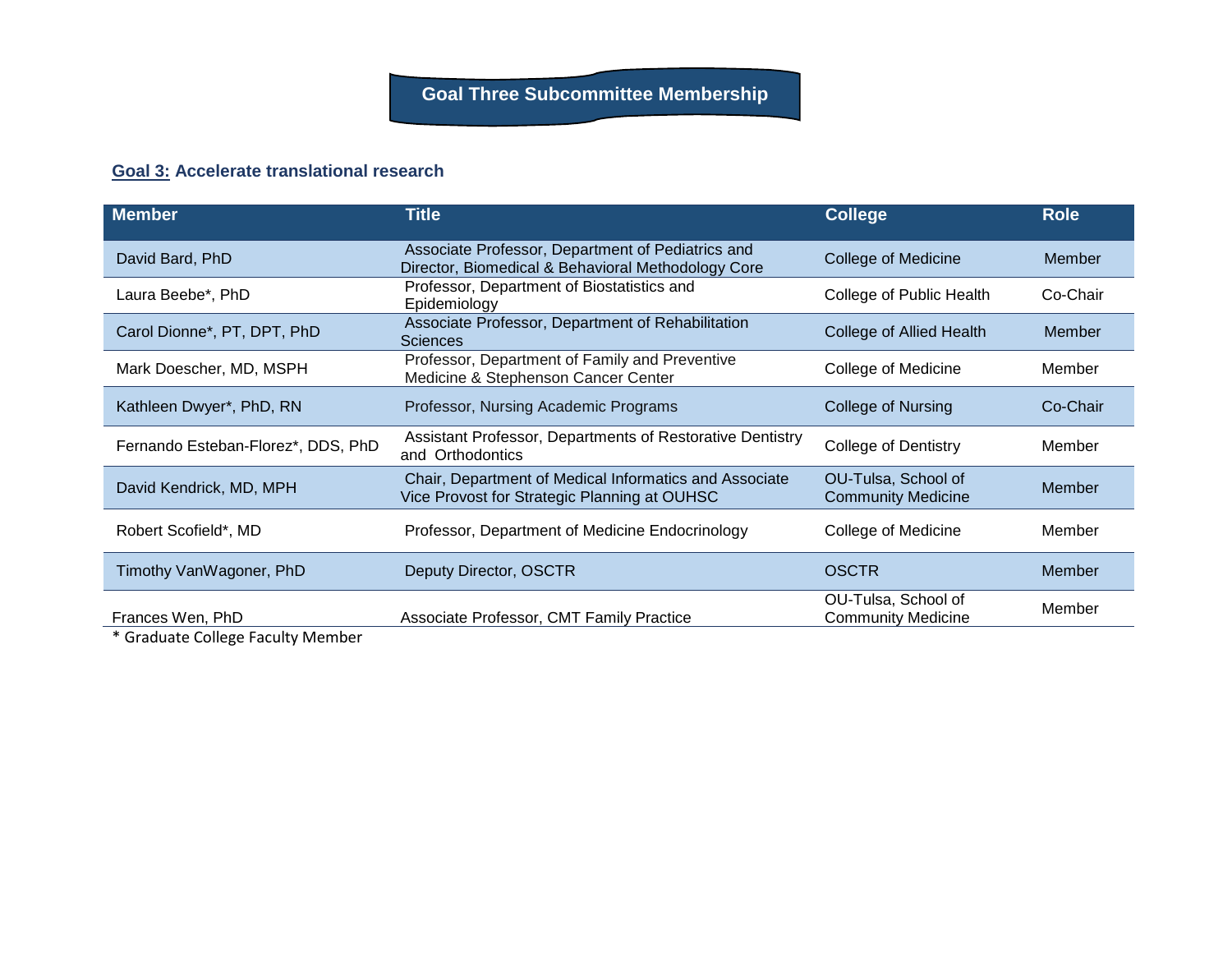## Goal Three Subcommittee Membership

**Goal 3: Accelerate translational research**

| Member | Title | College | Role |
|---|---|---|---|
| David Bard, PhD | Associate Professor, Department of Pediatrics and Director, Biomedical & Behavioral Methodology Core | College of Medicine | Member |
| Laura Beebe*, PhD | Professor, Department of Biostatistics and Epidemiology | College of Public Health | Co-Chair |
| Carol Dionne*, PT, DPT, PhD | Associate Professor, Department of Rehabilitation Sciences | College of Allied Health | Member |
| Mark Doescher, MD, MSPH | Professor, Department of Family and Preventive Medicine & Stephenson Cancer Center | College of Medicine | Member |
| Kathleen Dwyer*, PhD, RN | Professor, Nursing Academic Programs | College of Nursing | Co-Chair |
| Fernando Esteban-Florez*, DDS, PhD | Assistant Professor, Departments of Restorative Dentistry and Orthodontics | College of Dentistry | Member |
| David Kendrick, MD, MPH | Chair, Department of Medical Informatics and Associate Vice Provost for Strategic Planning at OUHSC | OU-Tulsa, School of Community Medicine | Member |
| Robert Scofield*, MD | Professor, Department of Medicine Endocrinology | College of Medicine | Member |
| Timothy VanWagoner, PhD | Deputy Director, OSCTR | OSCTR | Member |
| Frances Wen, PhD | Associate Professor, CMT Family Practice | OU-Tulsa, School of Community Medicine | Member |

* Graduate College Faculty Member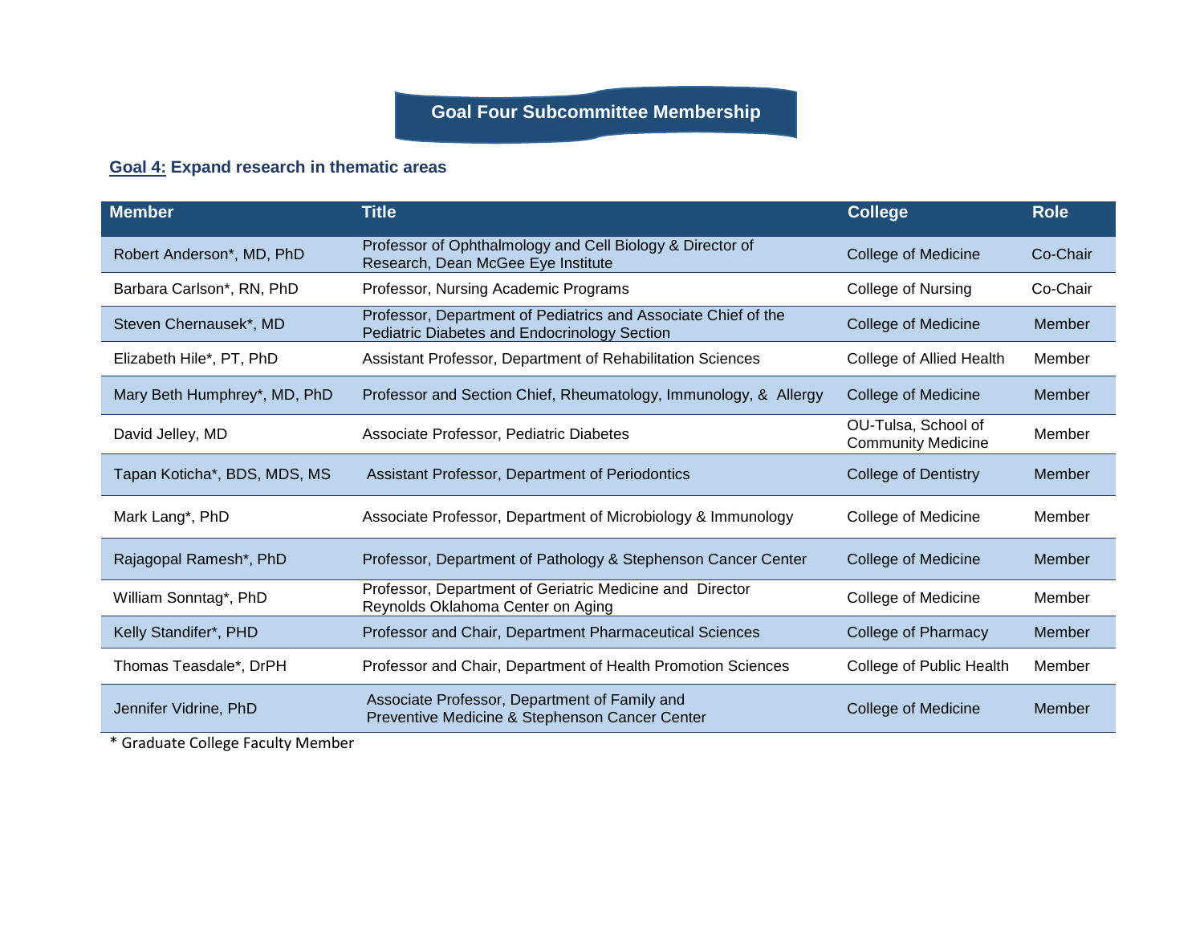# Goal Four Subcommittee Membership

**Goal 4:** **Expand research in thematic areas**

| Member | Title | College | Role |
|---|---|---|---|
| Robert Anderson*, MD, PhD | Professor of Ophthalmology and Cell Biology & Director of Research, Dean McGee Eye Institute | College of Medicine | Co-Chair |
| Barbara Carlson*, RN, PhD | Professor, Nursing Academic Programs | College of Nursing | Co-Chair |
| Steven Chernausek*, MD | Professor, Department of Pediatrics and Associate Chief of the Pediatric Diabetes and Endocrinology Section | College of Medicine | Member |
| Elizabeth Hile*, PT, PhD | Assistant Professor, Department of Rehabilitation Sciences | College of Allied Health | Member |
| Mary Beth Humphrey*, MD, PhD | Professor and Section Chief, Rheumatology, Immunology, & Allergy | College of Medicine | Member |
| David Jelley, MD | Associate Professor, Pediatric Diabetes | OU-Tulsa, School of Community Medicine | Member |
| Tapan Koticha*, BDS, MDS, MS | Assistant Professor, Department of Periodontics | College of Dentistry | Member |
| Mark Lang*, PhD | Associate Professor, Department of Microbiology & Immunology | College of Medicine | Member |
| Rajagopal Ramesh*, PhD | Professor, Department of Pathology & Stephenson Cancer Center | College of Medicine | Member |
| William Sonntag*, PhD | Professor, Department of Geriatric Medicine and Director Reynolds Oklahoma Center on Aging | College of Medicine | Member |
| Kelly Standifer*, PHD | Professor and Chair, Department Pharmaceutical Sciences | College of Pharmacy | Member |
| Thomas Teasdale*, DrPH | Professor and Chair, Department of Health Promotion Sciences | College of Public Health | Member |
| Jennifer Vidrine, PhD | Associate Professor, Department of Family and Preventive Medicine & Stephenson Cancer Center | College of Medicine | Member |

* Graduate College Faculty Member